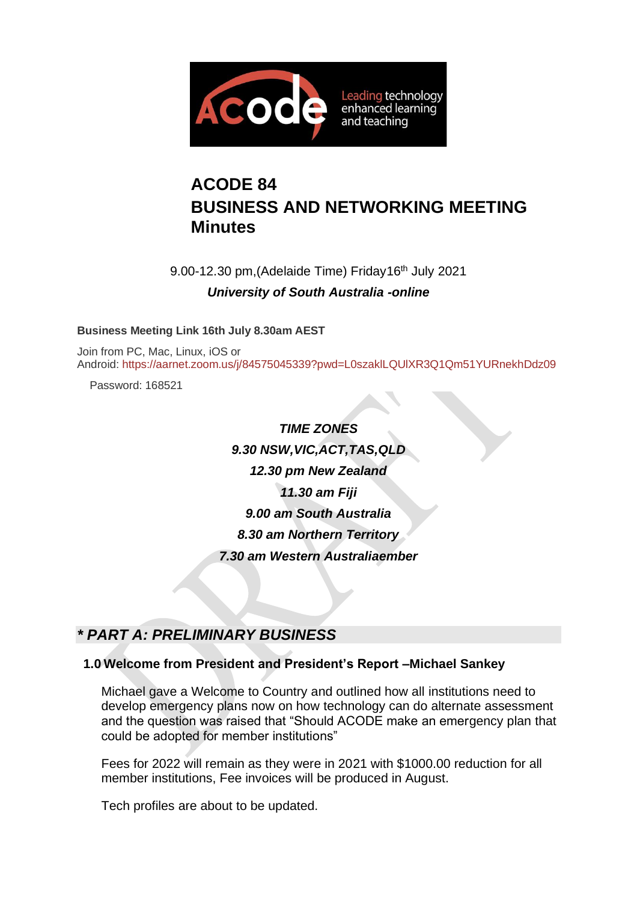# ACODE 84
# BUSINESS AND NETWORKING MEETING
# Minutes

9.00-12.30 pm,(Adelaide Time) Friday16th July 2021

***University of South Australia -online***

**Business Meeting Link 16th July 8.30am AEST**

Join from PC, Mac, Linux, iOS or
Android: https://aarnet.zoom.us/j/84575045339?pwd=L0szaklLQUlXR3Q1Qm51YURnekhDdz09

Password: 168521

***TIME ZONES***

***9.30 NSW,VIC,ACT,TAS,QLD***

***12.30 pm New Zealand***

***11.30 am Fiji***

***9.00 am South Australia***

***8.30 am Northern Territory***

***7.30 am Western Australiaember***

## *\* PART A: PRELIMINARY BUSINESS*

### 1.0 Welcome from President and President's Report –Michael Sankey

Michael gave a Welcome to Country and outlined how all institutions need to develop emergency plans now on how technology can do alternate assessment and the question was raised that "Should ACODE make an emergency plan that could be adopted for member institutions"

Fees for 2022 will remain as they were in 2021 with $1000.00 reduction for all member institutions, Fee invoices will be produced in August.

Tech profiles are about to be updated.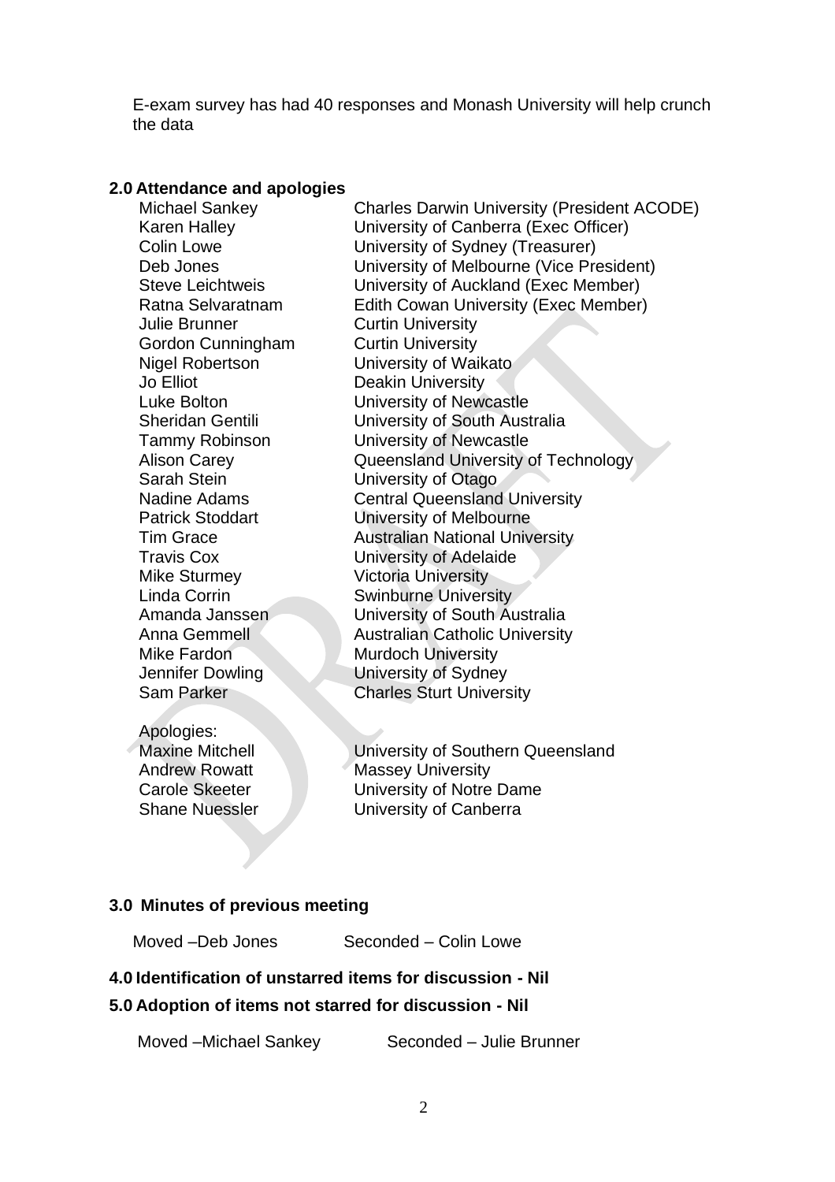E-exam survey has had 40 responses and Monash University will help crunch the data

## 2.0 Attendance and apologies

| | |
|---|---|
| Michael Sankey | Charles Darwin University (President ACODE) |
| Karen Halley | University of Canberra (Exec Officer) |
| Colin Lowe | University of Sydney (Treasurer) |
| Deb Jones | University of Melbourne (Vice President) |
| Steve Leichtweis | University of Auckland (Exec Member) |
| Ratna Selvaratnam | Edith Cowan University (Exec Member) |
| Julie Brunner | Curtin University |
| Gordon Cunningham | Curtin University |
| Nigel Robertson | University of Waikato |
| Jo Elliot | Deakin University |
| Luke Bolton | University of Newcastle |
| Sheridan Gentili | University of South Australia |
| Tammy Robinson | University of Newcastle |
| Alison Carey | Queensland University of Technology |
| Sarah Stein | University of Otago |
| Nadine Adams | Central Queensland University |
| Patrick Stoddart | University of Melbourne |
| Tim Grace | Australian National University |
| Travis Cox | University of Adelaide |
| Mike Sturmey | Victoria University |
| Linda Corrin | Swinburne University |
| Amanda Janssen | University of South Australia |
| Anna Gemmell | Australian Catholic University |
| Mike Fardon | Murdoch University |
| Jennifer Dowling | University of Sydney |
| Sam Parker | Charles Sturt University |

Apologies:

| | |
|---|---|
| Maxine Mitchell | University of Southern Queensland |
| Andrew Rowatt | Massey University |
| Carole Skeeter | University of Notre Dame |
| Shane Nuessler | University of Canberra |

## 3.0 Minutes of previous meeting

Moved –Deb Jones Seconded – Colin Lowe

## 4.0 Identification of unstarred items for discussion - Nil

## 5.0 Adoption of items not starred for discussion - Nil

Moved –Michael Sankey Seconded – Julie Brunner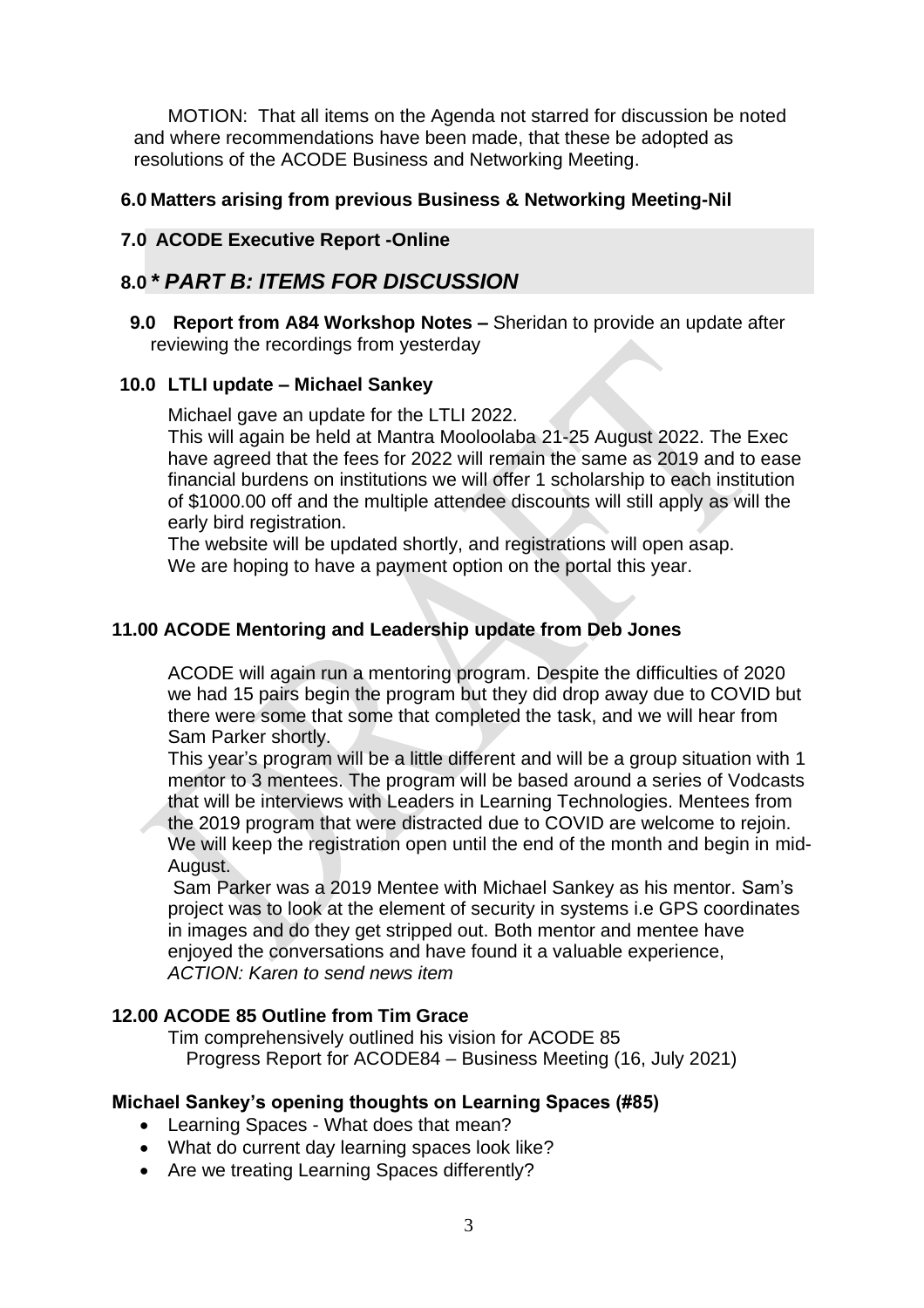MOTION: That all items on the Agenda not starred for discussion be noted and where recommendations have been made, that these be adopted as resolutions of the ACODE Business and Networking Meeting.

## 6.0 Matters arising from previous Business & Networking Meeting-Nil

## 7.0 ACODE Executive Report -Online

## 8.0 * *PART B: ITEMS FOR DISCUSSION*

**9.0 Report from A84 Workshop Notes –** Sheridan to provide an update after reviewing the recordings from yesterday

## 10.0 LTLI update – Michael Sankey

Michael gave an update for the LTLI 2022.

This will again be held at Mantra Mooloolaba 21-25 August 2022. The Exec have agreed that the fees for 2022 will remain the same as 2019 and to ease financial burdens on institutions we will offer 1 scholarship to each institution of $1000.00 off and the multiple attendee discounts will still apply as will the early bird registration.

The website will be updated shortly, and registrations will open asap.

We are hoping to have a payment option on the portal this year.

## 11.00 ACODE Mentoring and Leadership update from Deb Jones

ACODE will again run a mentoring program. Despite the difficulties of 2020 we had 15 pairs begin the program but they did drop away due to COVID but there were some that some that completed the task, and we will hear from Sam Parker shortly.

This year's program will be a little different and will be a group situation with 1 mentor to 3 mentees. The program will be based around a series of Vodcasts that will be interviews with Leaders in Learning Technologies. Mentees from the 2019 program that were distracted due to COVID are welcome to rejoin. We will keep the registration open until the end of the month and begin in mid-August.

Sam Parker was a 2019 Mentee with Michael Sankey as his mentor. Sam's project was to look at the element of security in systems i.e GPS coordinates in images and do they get stripped out. Both mentor and mentee have enjoyed the conversations and have found it a valuable experience,

*ACTION: Karen to send news item*

## 12.00 ACODE 85 Outline from Tim Grace

Tim comprehensively outlined his vision for ACODE 85

Progress Report for ACODE84 – Business Meeting (16, July 2021)

### Michael Sankey's opening thoughts on Learning Spaces (#85)

- Learning Spaces - What does that mean?
- What do current day learning spaces look like?
- Are we treating Learning Spaces differently?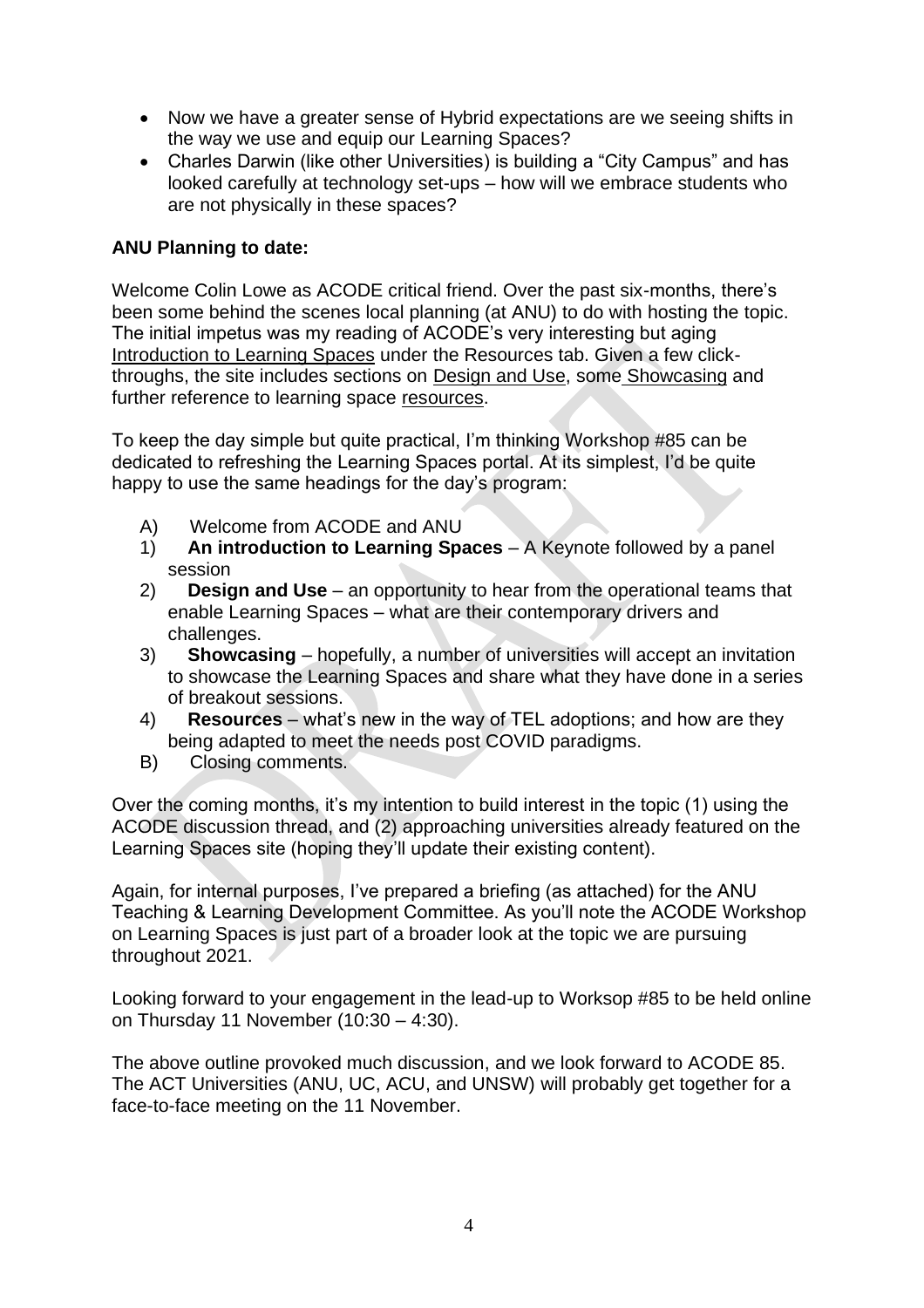- Now we have a greater sense of Hybrid expectations are we seeing shifts in the way we use and equip our Learning Spaces?
- Charles Darwin (like other Universities) is building a "City Campus" and has looked carefully at technology set-ups – how will we embrace students who are not physically in these spaces?

**ANU Planning to date:**

Welcome Colin Lowe as ACODE critical friend. Over the past six-months, there's been some behind the scenes local planning (at ANU) to do with hosting the topic. The initial impetus was my reading of ACODE's very interesting but aging Introduction to Learning Spaces under the Resources tab. Given a few click-throughs, the site includes sections on Design and Use, some Showcasing and further reference to learning space resources.

To keep the day simple but quite practical, I'm thinking Workshop #85 can be dedicated to refreshing the Learning Spaces portal. At its simplest, I'd be quite happy to use the same headings for the day's program:

A) Welcome from ACODE and ANU
1) **An introduction to Learning Spaces** – A Keynote followed by a panel session
2) **Design and Use** – an opportunity to hear from the operational teams that enable Learning Spaces – what are their contemporary drivers and challenges.
3) **Showcasing** – hopefully, a number of universities will accept an invitation to showcase the Learning Spaces and share what they have done in a series of breakout sessions.
4) **Resources** – what's new in the way of TEL adoptions; and how are they being adapted to meet the needs post COVID paradigms.
B) Closing comments.

Over the coming months, it's my intention to build interest in the topic (1) using the ACODE discussion thread, and (2) approaching universities already featured on the Learning Spaces site (hoping they'll update their existing content).

Again, for internal purposes, I've prepared a briefing (as attached) for the ANU Teaching & Learning Development Committee. As you'll note the ACODE Workshop on Learning Spaces is just part of a broader look at the topic we are pursuing throughout 2021.

Looking forward to your engagement in the lead-up to Worksop #85 to be held online on Thursday 11 November (10:30 – 4:30).

The above outline provoked much discussion, and we look forward to ACODE 85. The ACT Universities (ANU, UC, ACU, and UNSW) will probably get together for a face-to-face meeting on the 11 November.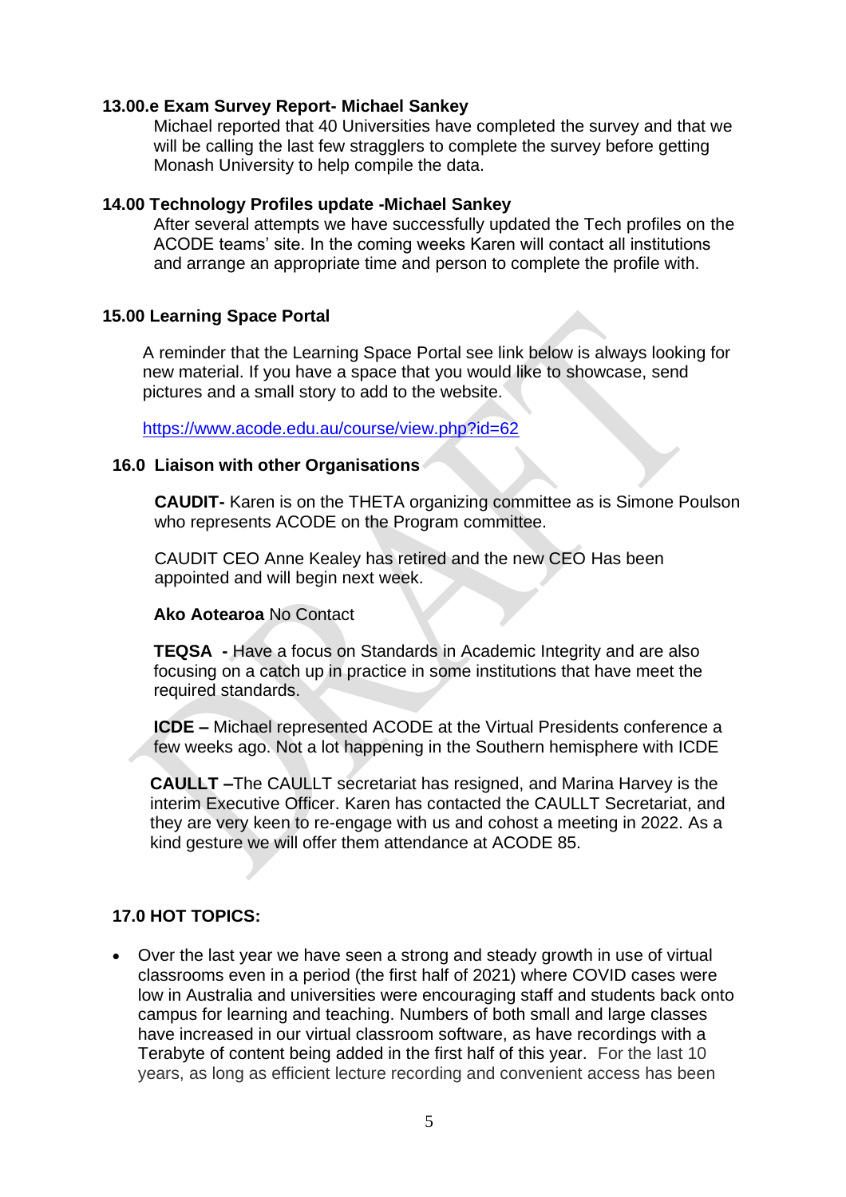### 13.00.e Exam Survey Report- Michael Sankey

Michael reported that 40 Universities have completed the survey and that we will be calling the last few stragglers to complete the survey before getting Monash University to help compile the data.

### 14.00 Technology Profiles update -Michael Sankey

After several attempts we have successfully updated the Tech profiles on the ACODE teams' site. In the coming weeks Karen will contact all institutions and arrange an appropriate time and person to complete the profile with.

### 15.00 Learning Space Portal

A reminder that the Learning Space Portal see link below is always looking for new material. If you have a space that you would like to showcase, send pictures and a small story to add to the website.

https://www.acode.edu.au/course/view.php?id=62

### 16.0 Liaison with other Organisations

**CAUDIT-** Karen is on the THETA organizing committee as is Simone Poulson who represents ACODE on the Program committee.

CAUDIT CEO Anne Kealey has retired and the new CEO Has been appointed and will begin next week.

**Ako Aotearoa** No Contact

**TEQSA -** Have a focus on Standards in Academic Integrity and are also focusing on a catch up in practice in some institutions that have meet the required standards.

**ICDE –** Michael represented ACODE at the Virtual Presidents conference a few weeks ago. Not a lot happening in the Southern hemisphere with ICDE

**CAULLT –**The CAULLT secretariat has resigned, and Marina Harvey is the interim Executive Officer. Karen has contacted the CAULLT Secretariat, and they are very keen to re-engage with us and cohost a meeting in 2022. As a kind gesture we will offer them attendance at ACODE 85.

### 17.0 HOT TOPICS:

- Over the last year we have seen a strong and steady growth in use of virtual classrooms even in a period (the first half of 2021) where COVID cases were low in Australia and universities were encouraging staff and students back onto campus for learning and teaching. Numbers of both small and large classes have increased in our virtual classroom software, as have recordings with a Terabyte of content being added in the first half of this year. For the last 10 years, as long as efficient lecture recording and convenient access has been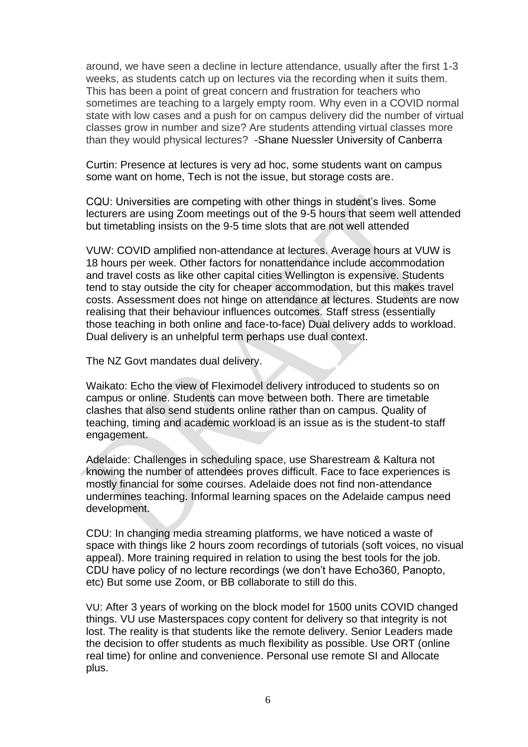around, we have seen a decline in lecture attendance, usually after the first 1-3 weeks, as students catch up on lectures via the recording when it suits them. This has been a point of great concern and frustration for teachers who sometimes are teaching to a largely empty room. Why even in a COVID normal state with low cases and a push for on campus delivery did the number of virtual classes grow in number and size? Are students attending virtual classes more than they would physical lectures? -Shane Nuessler University of Canberra

Curtin: Presence at lectures is very ad hoc, some students want on campus some want on home, Tech is not the issue, but storage costs are.

CQU: Universities are competing with other things in student's lives. Some lecturers are using Zoom meetings out of the 9-5 hours that seem well attended but timetabling insists on the 9-5 time slots that are not well attended

VUW: COVID amplified non-attendance at lectures. Average hours at VUW is 18 hours per week. Other factors for nonattendance include accommodation and travel costs as like other capital cities Wellington is expensive. Students tend to stay outside the city for cheaper accommodation, but this makes travel costs. Assessment does not hinge on attendance at lectures. Students are now realising that their behaviour influences outcomes. Staff stress (essentially those teaching in both online and face-to-face) Dual delivery adds to workload. Dual delivery is an unhelpful term perhaps use dual context.

The NZ Govt mandates dual delivery.

Waikato: Echo the view of Fleximodel delivery introduced to students so on campus or online. Students can move between both. There are timetable clashes that also send students online rather than on campus. Quality of teaching, timing and academic workload is an issue as is the student-to staff engagement.

Adelaide: Challenges in scheduling space, use Sharestream & Kaltura not knowing the number of attendees proves difficult. Face to face experiences is mostly financial for some courses. Adelaide does not find non-attendance undermines teaching. Informal learning spaces on the Adelaide campus need development.

CDU: In changing media streaming platforms, we have noticed a waste of space with things like 2 hours zoom recordings of tutorials (soft voices, no visual appeal). More training required in relation to using the best tools for the job. CDU have policy of no lecture recordings (we don't have Echo360, Panopto, etc) But some use Zoom, or BB collaborate to still do this.

VU: After 3 years of working on the block model for 1500 units COVID changed things. VU use Masterspaces copy content for delivery so that integrity is not lost. The reality is that students like the remote delivery. Senior Leaders made the decision to offer students as much flexibility as possible. Use ORT (online real time) for online and convenience. Personal use remote SI and Allocate plus.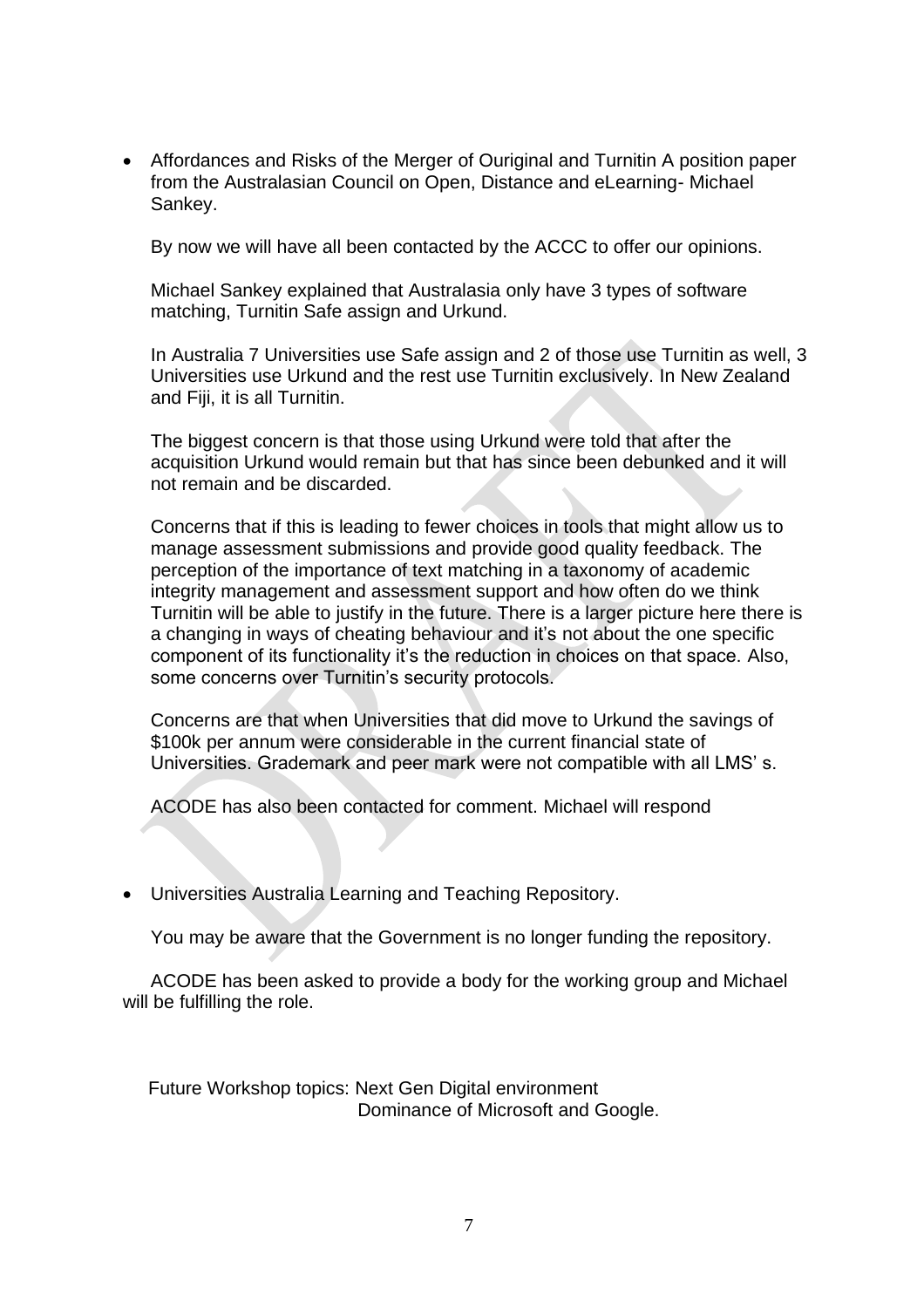- Affordances and Risks of the Merger of Ouriginal and Turnitin A position paper from the Australasian Council on Open, Distance and eLearning- Michael Sankey.

  By now we will have all been contacted by the ACCC to offer our opinions.

  Michael Sankey explained that Australasia only have 3 types of software matching, Turnitin Safe assign and Urkund.

  In Australia 7 Universities use Safe assign and 2 of those use Turnitin as well, 3 Universities use Urkund and the rest use Turnitin exclusively. In New Zealand and Fiji, it is all Turnitin.

  The biggest concern is that those using Urkund were told that after the acquisition Urkund would remain but that has since been debunked and it will not remain and be discarded.

  Concerns that if this is leading to fewer choices in tools that might allow us to manage assessment submissions and provide good quality feedback. The perception of the importance of text matching in a taxonomy of academic integrity management and assessment support and how often do we think Turnitin will be able to justify in the future. There is a larger picture here there is a changing in ways of cheating behaviour and it's not about the one specific component of its functionality it's the reduction in choices on that space. Also, some concerns over Turnitin's security protocols.

  Concerns are that when Universities that did move to Urkund the savings of $100k per annum were considerable in the current financial state of Universities. Grademark and peer mark were not compatible with all LMS' s.

  ACODE has also been contacted for comment. Michael will respond

- Universities Australia Learning and Teaching Repository.

  You may be aware that the Government is no longer funding the repository.

  ACODE has been asked to provide a body for the working group and Michael will be fulfilling the role.

Future Workshop topics: Next Gen Digital environment
Dominance of Microsoft and Google.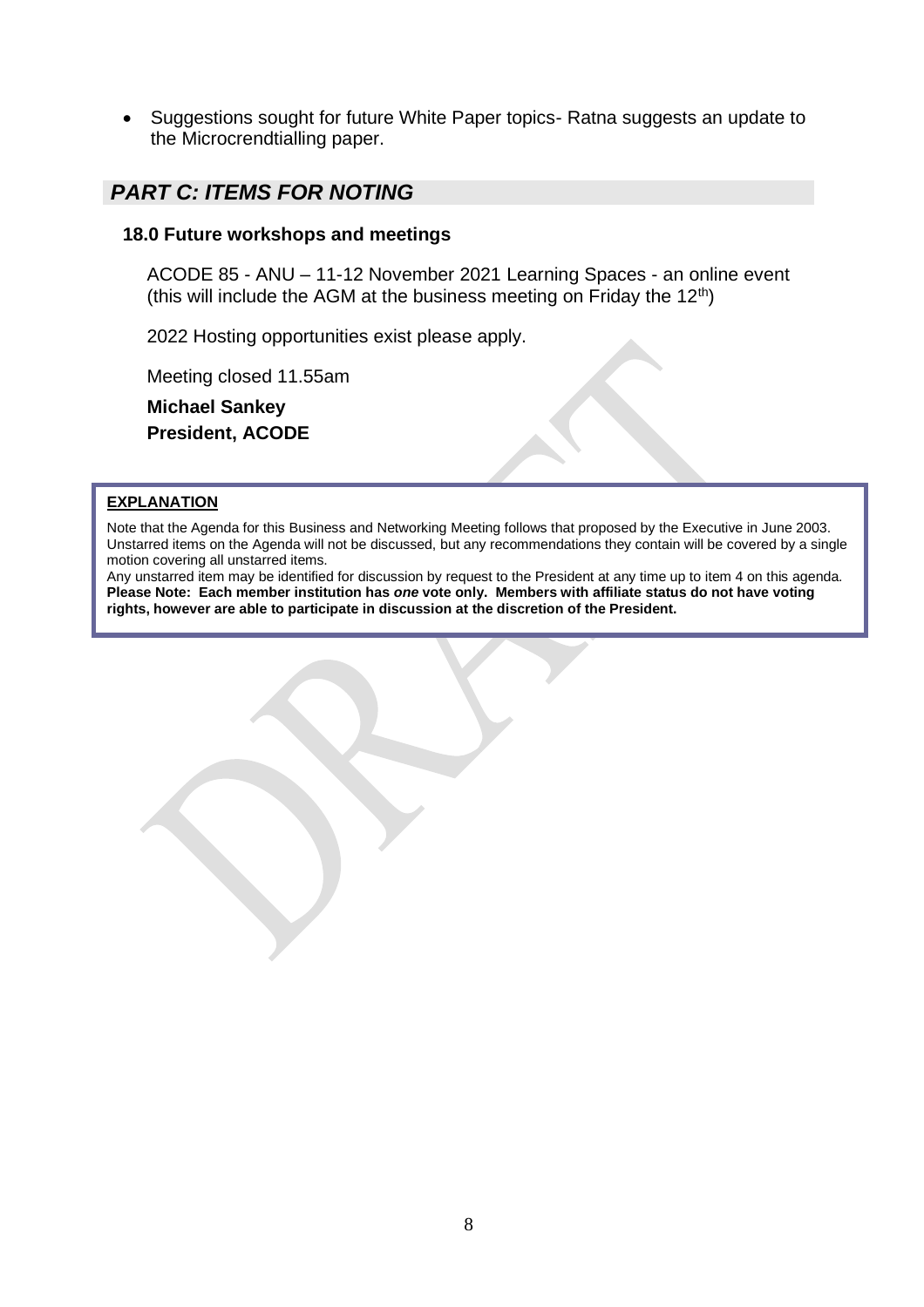- Suggestions sought for future White Paper topics- Ratna suggests an update to the Microcrendtialling paper.

## *PART C: ITEMS FOR NOTING*

### 18.0 Future workshops and meetings

ACODE 85 - ANU – 11-12 November 2021 Learning Spaces - an online event (this will include the AGM at the business meeting on Friday the 12th)

2022 Hosting opportunities exist please apply.

Meeting closed 11.55am

**Michael Sankey**
**President, ACODE**

**EXPLANATION**

Note that the Agenda for this Business and Networking Meeting follows that proposed by the Executive in June 2003. Unstarred items on the Agenda will not be discussed, but any recommendations they contain will be covered by a single motion covering all unstarred items.

Any unstarred item may be identified for discussion by request to the President at any time up to item 4 on this agenda. **Please Note: Each member institution has *one* vote only. Members with affiliate status do not have voting rights, however are able to participate in discussion at the discretion of the President.**